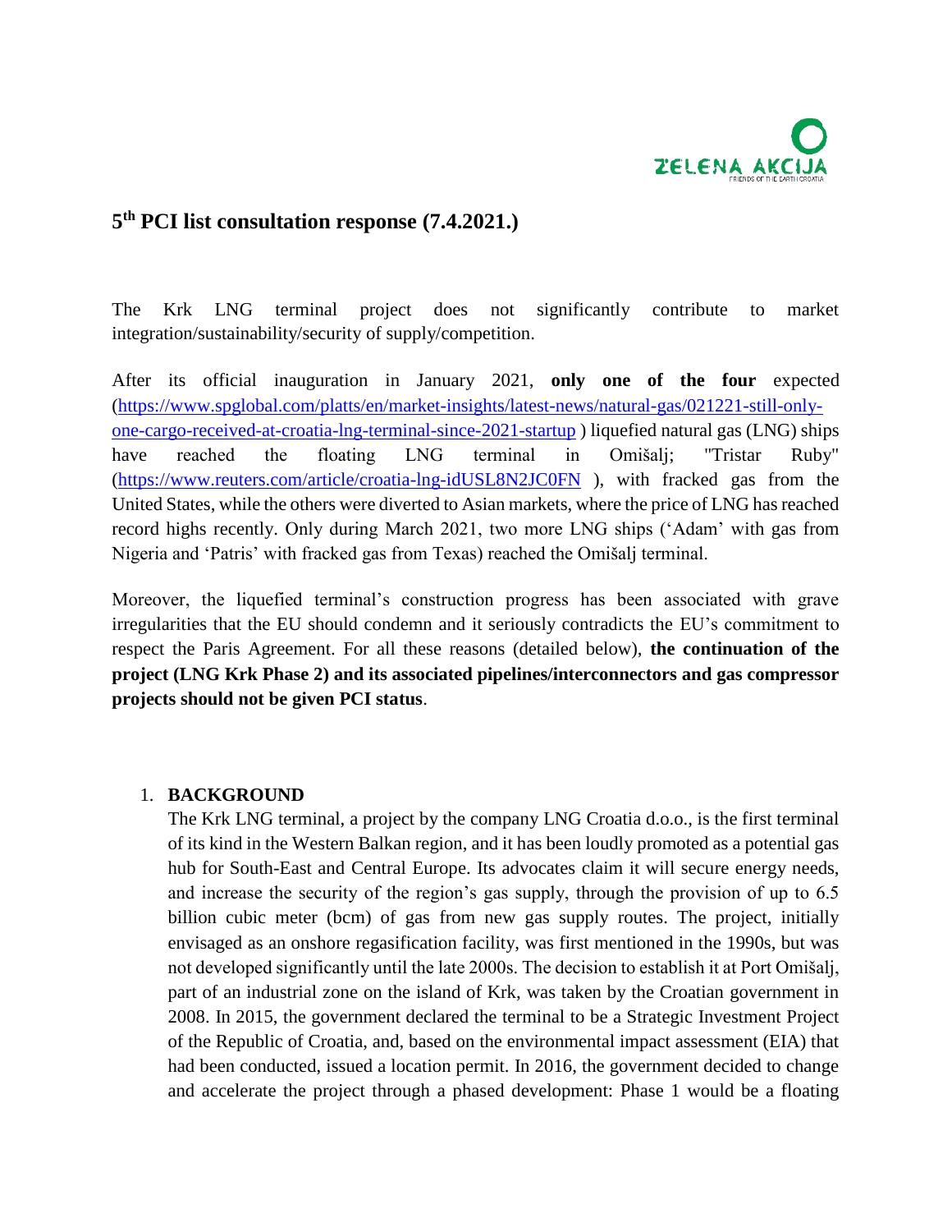ZELENA AKCIJA
FRIENDS OF THE EARTH CROATIA

# 5th PCI list consultation response (7.4.2021.)

The Krk LNG terminal project does not significantly contribute to market integration/sustainability/security of supply/competition.

After its official inauguration in January 2021, **only one of the four** expected (https://www.spglobal.com/platts/en/market-insights/latest-news/natural-gas/021221-still-only-one-cargo-received-at-croatia-lng-terminal-since-2021-startup ) liquefied natural gas (LNG) ships have reached the floating LNG terminal in Omišalj; "Tristar Ruby" (https://www.reuters.com/article/croatia-lng-idUSL8N2JC0FN ), with fracked gas from the United States, while the others were diverted to Asian markets, where the price of LNG has reached record highs recently. Only during March 2021, two more LNG ships ('Adam' with gas from Nigeria and 'Patris' with fracked gas from Texas) reached the Omišalj terminal.

Moreover, the liquefied terminal's construction progress has been associated with grave irregularities that the EU should condemn and it seriously contradicts the EU's commitment to respect the Paris Agreement. For all these reasons (detailed below), **the continuation of the project (LNG Krk Phase 2) and its associated pipelines/interconnectors and gas compressor projects should not be given PCI status**.

1. **BACKGROUND**

   The Krk LNG terminal, a project by the company LNG Croatia d.o.o., is the first terminal of its kind in the Western Balkan region, and it has been loudly promoted as a potential gas hub for South-East and Central Europe. Its advocates claim it will secure energy needs, and increase the security of the region's gas supply, through the provision of up to 6.5 billion cubic meter (bcm) of gas from new gas supply routes. The project, initially envisaged as an onshore regasification facility, was first mentioned in the 1990s, but was not developed significantly until the late 2000s. The decision to establish it at Port Omišalj, part of an industrial zone on the island of Krk, was taken by the Croatian government in 2008. In 2015, the government declared the terminal to be a Strategic Investment Project of the Republic of Croatia, and, based on the environmental impact assessment (EIA) that had been conducted, issued a location permit. In 2016, the government decided to change and accelerate the project through a phased development: Phase 1 would be a floating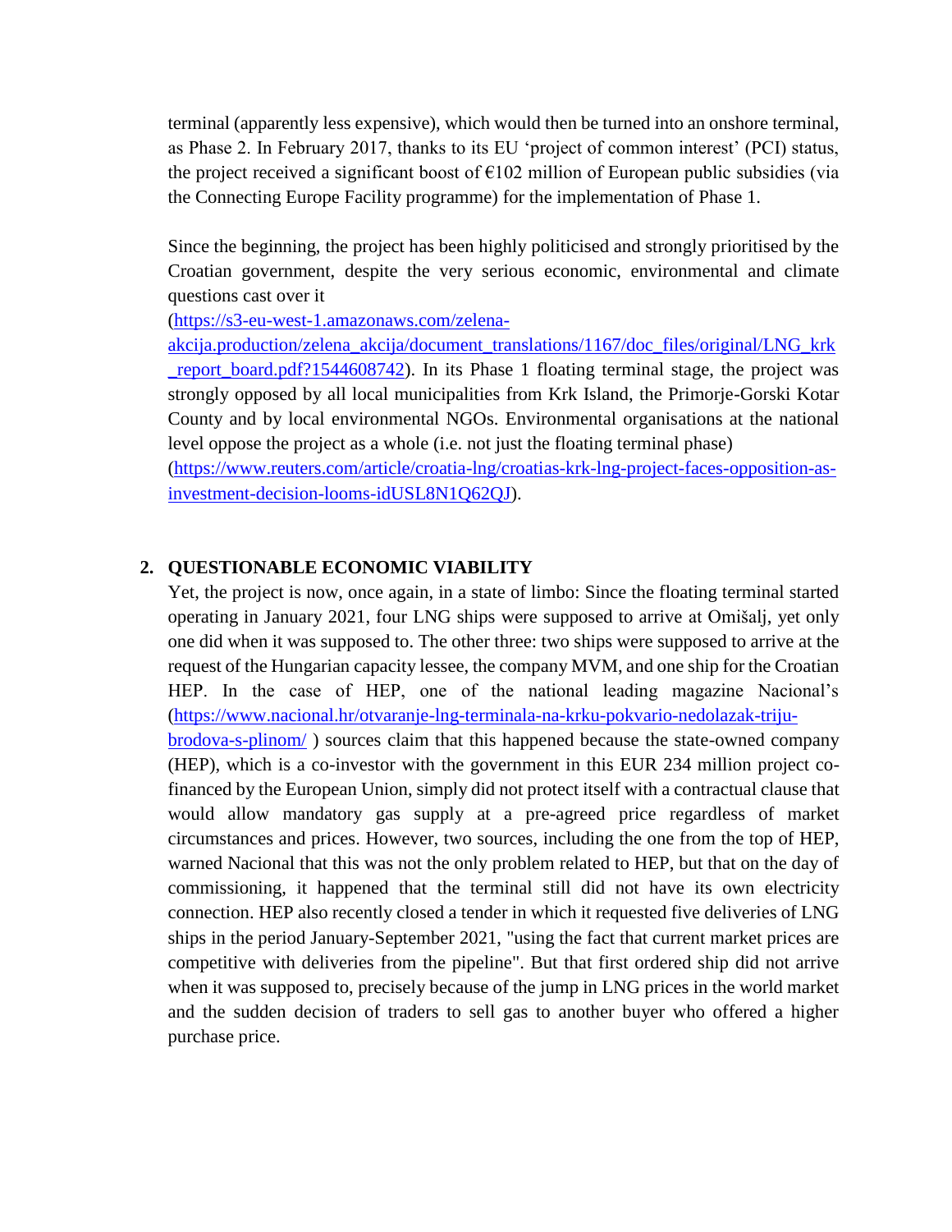terminal (apparently less expensive), which would then be turned into an onshore terminal, as Phase 2. In February 2017, thanks to its EU 'project of common interest' (PCI) status, the project received a significant boost of €102 million of European public subsidies (via the Connecting Europe Facility programme) for the implementation of Phase 1.

Since the beginning, the project has been highly politicised and strongly prioritised by the Croatian government, despite the very serious economic, environmental and climate questions cast over it (https://s3-eu-west-1.amazonaws.com/zelena-akcija.production/zelena_akcija/document_translations/1167/doc_files/original/LNG_krk_report_board.pdf?1544608742). In its Phase 1 floating terminal stage, the project was strongly opposed by all local municipalities from Krk Island, the Primorje-Gorski Kotar County and by local environmental NGOs. Environmental organisations at the national level oppose the project as a whole (i.e. not just the floating terminal phase) (https://www.reuters.com/article/croatia-lng/croatias-krk-lng-project-faces-opposition-as-investment-decision-looms-idUSL8N1Q62QJ).

## 2. QUESTIONABLE ECONOMIC VIABILITY

Yet, the project is now, once again, in a state of limbo: Since the floating terminal started operating in January 2021, four LNG ships were supposed to arrive at Omišalj, yet only one did when it was supposed to. The other three: two ships were supposed to arrive at the request of the Hungarian capacity lessee, the company MVM, and one ship for the Croatian HEP. In the case of HEP, one of the national leading magazine Nacional's (https://www.nacional.hr/otvaranje-lng-terminala-na-krku-pokvario-nedolazak-triju-brodova-s-plinom/ ) sources claim that this happened because the state-owned company (HEP), which is a co-investor with the government in this EUR 234 million project co-financed by the European Union, simply did not protect itself with a contractual clause that would allow mandatory gas supply at a pre-agreed price regardless of market circumstances and prices. However, two sources, including the one from the top of HEP, warned Nacional that this was not the only problem related to HEP, but that on the day of commissioning, it happened that the terminal still did not have its own electricity connection. HEP also recently closed a tender in which it requested five deliveries of LNG ships in the period January-September 2021, "using the fact that current market prices are competitive with deliveries from the pipeline". But that first ordered ship did not arrive when it was supposed to, precisely because of the jump in LNG prices in the world market and the sudden decision of traders to sell gas to another buyer who offered a higher purchase price.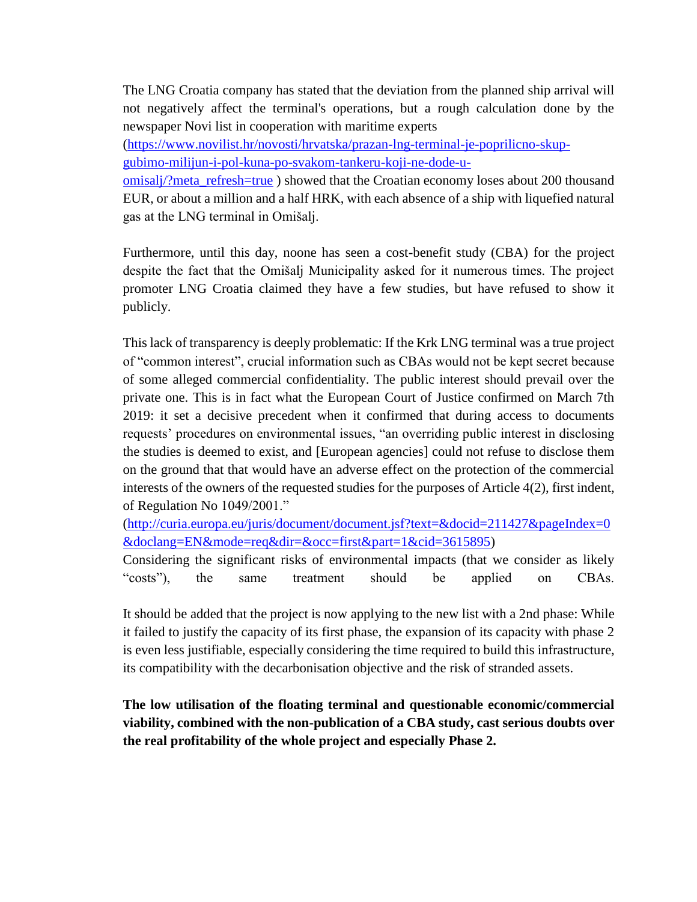The LNG Croatia company has stated that the deviation from the planned ship arrival will not negatively affect the terminal's operations, but a rough calculation done by the newspaper Novi list in cooperation with maritime experts (https://www.novilist.hr/novosti/hrvatska/prazan-lng-terminal-je-poprilicno-skup-gubimo-milijun-i-pol-kuna-po-svakom-tankeru-koji-ne-dode-u-omisalj/?meta_refresh=true ) showed that the Croatian economy loses about 200 thousand EUR, or about a million and a half HRK, with each absence of a ship with liquefied natural gas at the LNG terminal in Omišalj.

Furthermore, until this day, noone has seen a cost-benefit study (CBA) for the project despite the fact that the Omišalj Municipality asked for it numerous times. The project promoter LNG Croatia claimed they have a few studies, but have refused to show it publicly.

This lack of transparency is deeply problematic: If the Krk LNG terminal was a true project of "common interest", crucial information such as CBAs would not be kept secret because of some alleged commercial confidentiality. The public interest should prevail over the private one. This is in fact what the European Court of Justice confirmed on March 7th 2019: it set a decisive precedent when it confirmed that during access to documents requests' procedures on environmental issues, "an overriding public interest in disclosing the studies is deemed to exist, and [European agencies] could not refuse to disclose them on the ground that that would have an adverse effect on the protection of the commercial interests of the owners of the requested studies for the purposes of Article 4(2), first indent, of Regulation No 1049/2001." (http://curia.europa.eu/juris/document/document.jsf?text=&docid=211427&pageIndex=0&doclang=EN&mode=req&dir=&occ=first&part=1&cid=3615895)
Considering the significant risks of environmental impacts (that we consider as likely "costs"), the same treatment should be applied on CBAs.

It should be added that the project is now applying to the new list with a 2nd phase: While it failed to justify the capacity of its first phase, the expansion of its capacity with phase 2 is even less justifiable, especially considering the time required to build this infrastructure, its compatibility with the decarbonisation objective and the risk of stranded assets.

**The low utilisation of the floating terminal and questionable economic/commercial viability, combined with the non-publication of a CBA study, cast serious doubts over the real profitability of the whole project and especially Phase 2.**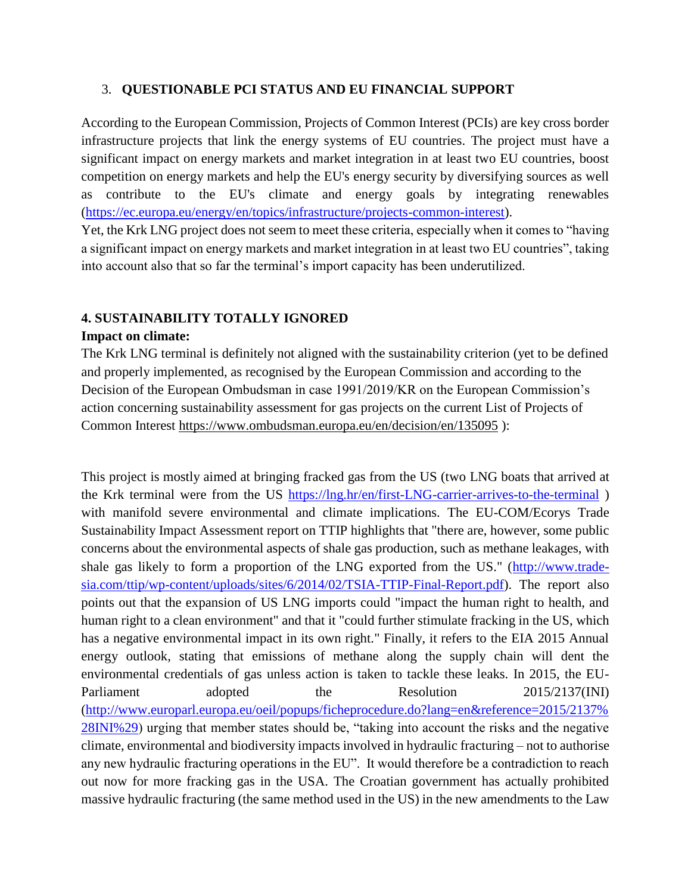### 3. **QUESTIONABLE PCI STATUS AND EU FINANCIAL SUPPORT**

According to the European Commission, Projects of Common Interest (PCIs) are key cross border infrastructure projects that link the energy systems of EU countries. The project must have a significant impact on energy markets and market integration in at least two EU countries, boost competition on energy markets and help the EU's energy security by diversifying sources as well as contribute to the EU's climate and energy goals by integrating renewables (https://ec.europa.eu/energy/en/topics/infrastructure/projects-common-interest).
Yet, the Krk LNG project does not seem to meet these criteria, especially when it comes to "having a significant impact on energy markets and market integration in at least two EU countries", taking into account also that so far the terminal's import capacity has been underutilized.

### 4. SUSTAINABILITY TOTALLY IGNORED

**Impact on climate:**

The Krk LNG terminal is definitely not aligned with the sustainability criterion (yet to be defined and properly implemented, as recognised by the European Commission and according to the Decision of the European Ombudsman in case 1991/2019/KR on the European Commission's action concerning sustainability assessment for gas projects on the current List of Projects of Common Interest https://www.ombudsman.europa.eu/en/decision/en/135095 ):

This project is mostly aimed at bringing fracked gas from the US (two LNG boats that arrived at the Krk terminal were from the US https://lng.hr/en/first-LNG-carrier-arrives-to-the-terminal ) with manifold severe environmental and climate implications. The EU-COM/Ecorys Trade Sustainability Impact Assessment report on TTIP highlights that "there are, however, some public concerns about the environmental aspects of shale gas production, such as methane leakages, with shale gas likely to form a proportion of the LNG exported from the US." (http://www.trade-sia.com/ttip/wp-content/uploads/sites/6/2014/02/TSIA-TTIP-Final-Report.pdf). The report also points out that the expansion of US LNG imports could "impact the human right to health, and human right to a clean environment" and that it "could further stimulate fracking in the US, which has a negative environmental impact in its own right." Finally, it refers to the EIA 2015 Annual energy outlook, stating that emissions of methane along the supply chain will dent the environmental credentials of gas unless action is taken to tackle these leaks. In 2015, the EU-Parliament adopted the Resolution 2015/2137(INI) (http://www.europarl.europa.eu/oeil/popups/ficheprocedure.do?lang=en&reference=2015/2137%28INI%29) urging that member states should be, "taking into account the risks and the negative climate, environmental and biodiversity impacts involved in hydraulic fracturing – not to authorise any new hydraulic fracturing operations in the EU". It would therefore be a contradiction to reach out now for more fracking gas in the USA. The Croatian government has actually prohibited massive hydraulic fracturing (the same method used in the US) in the new amendments to the Law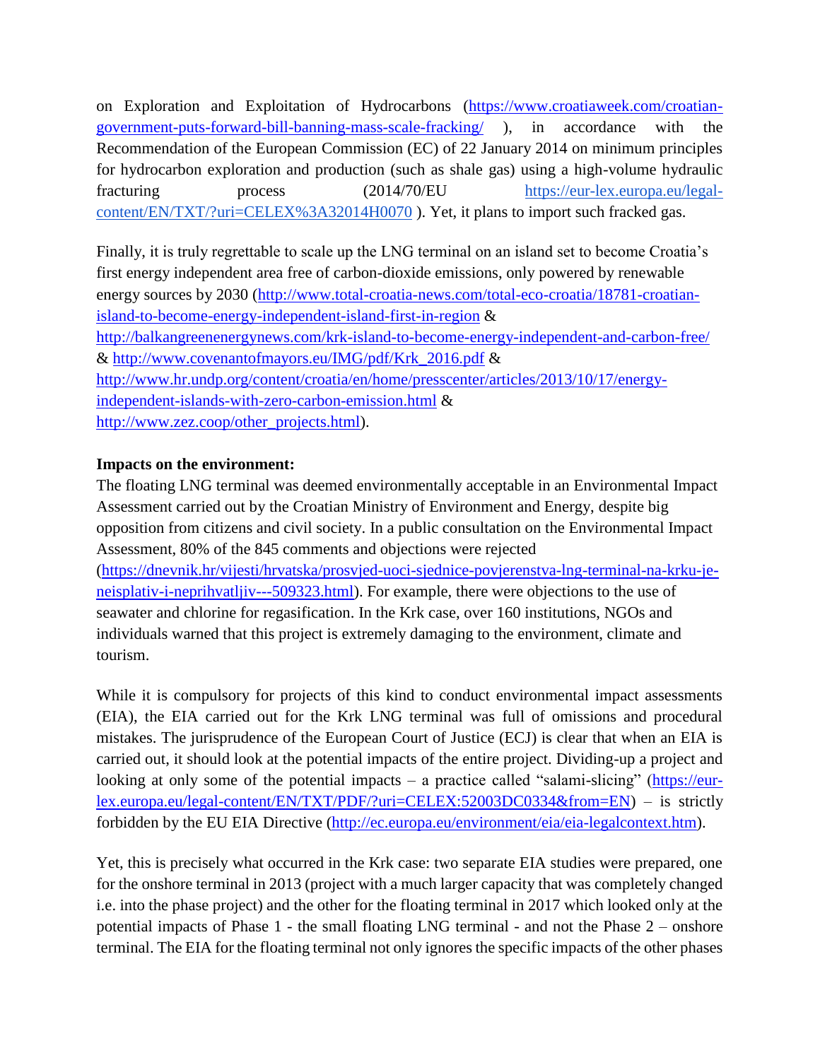on Exploration and Exploitation of Hydrocarbons (https://www.croatiaweek.com/croatian-government-puts-forward-bill-banning-mass-scale-fracking/ ), in accordance with the Recommendation of the European Commission (EC) of 22 January 2014 on minimum principles for hydrocarbon exploration and production (such as shale gas) using a high-volume hydraulic fracturing process (2014/70/EU https://eur-lex.europa.eu/legal-content/EN/TXT/?uri=CELEX%3A32014H0070 ). Yet, it plans to import such fracked gas.

Finally, it is truly regrettable to scale up the LNG terminal on an island set to become Croatia's first energy independent area free of carbon-dioxide emissions, only powered by renewable energy sources by 2030 (http://www.total-croatia-news.com/total-eco-croatia/18781-croatian-island-to-become-energy-independent-island-first-in-region & http://balkangreenenergynews.com/krk-island-to-become-energy-independent-and-carbon-free/ & http://www.covenantofmayors.eu/IMG/pdf/Krk_2016.pdf & http://www.hr.undp.org/content/croatia/en/home/presscenter/articles/2013/10/17/energy-independent-islands-with-zero-carbon-emission.html & http://www.zez.coop/other_projects.html).

**Impacts on the environment:**

The floating LNG terminal was deemed environmentally acceptable in an Environmental Impact Assessment carried out by the Croatian Ministry of Environment and Energy, despite big opposition from citizens and civil society. In a public consultation on the Environmental Impact Assessment, 80% of the 845 comments and objections were rejected (https://dnevnik.hr/vijesti/hrvatska/prosvjed-uoci-sjednice-povjerenstva-lng-terminal-na-krku-je-neisplativ-i-neprihvatljiv---509323.html). For example, there were objections to the use of seawater and chlorine for regasification. In the Krk case, over 160 institutions, NGOs and individuals warned that this project is extremely damaging to the environment, climate and tourism.

While it is compulsory for projects of this kind to conduct environmental impact assessments (EIA), the EIA carried out for the Krk LNG terminal was full of omissions and procedural mistakes. The jurisprudence of the European Court of Justice (ECJ) is clear that when an EIA is carried out, it should look at the potential impacts of the entire project. Dividing-up a project and looking at only some of the potential impacts – a practice called "salami-slicing" (https://eur-lex.europa.eu/legal-content/EN/TXT/PDF/?uri=CELEX:52003DC0334&from=EN) – is strictly forbidden by the EU EIA Directive (http://ec.europa.eu/environment/eia/eia-legalcontext.htm).

Yet, this is precisely what occurred in the Krk case: two separate EIA studies were prepared, one for the onshore terminal in 2013 (project with a much larger capacity that was completely changed i.e. into the phase project) and the other for the floating terminal in 2017 which looked only at the potential impacts of Phase 1 - the small floating LNG terminal - and not the Phase 2 – onshore terminal. The EIA for the floating terminal not only ignores the specific impacts of the other phases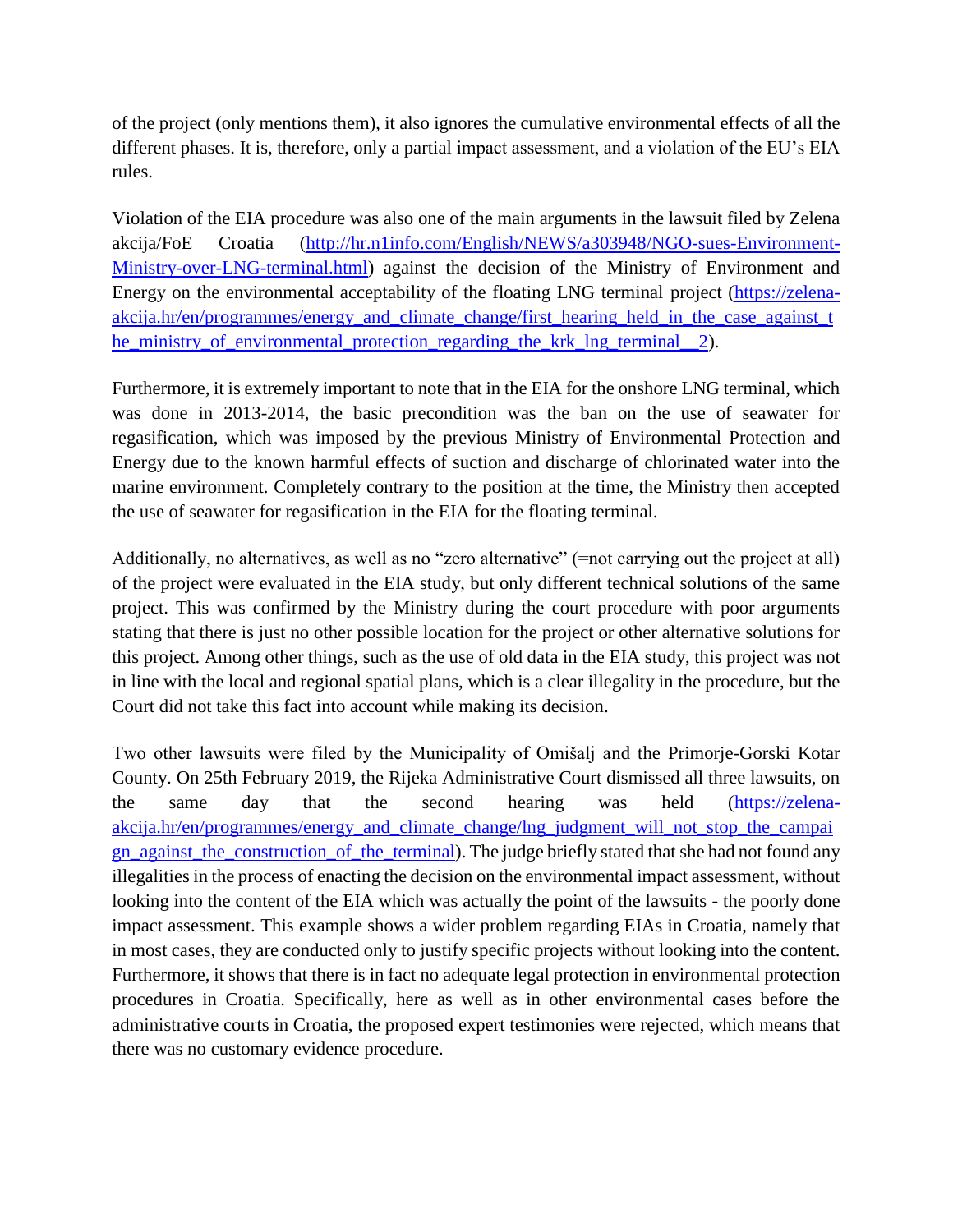of the project (only mentions them), it also ignores the cumulative environmental effects of all the different phases. It is, therefore, only a partial impact assessment, and a violation of the EU's EIA rules.

Violation of the EIA procedure was also one of the main arguments in the lawsuit filed by Zelena akcija/FoE Croatia (http://hr.n1info.com/English/NEWS/a303948/NGO-sues-Environment-Ministry-over-LNG-terminal.html) against the decision of the Ministry of Environment and Energy on the environmental acceptability of the floating LNG terminal project (https://zelena-akcija.hr/en/programmes/energy_and_climate_change/first_hearing_held_in_the_case_against_the_ministry_of_environmental_protection_regarding_the_krk_lng_terminal__2).

Furthermore, it is extremely important to note that in the EIA for the onshore LNG terminal, which was done in 2013-2014, the basic precondition was the ban on the use of seawater for regasification, which was imposed by the previous Ministry of Environmental Protection and Energy due to the known harmful effects of suction and discharge of chlorinated water into the marine environment. Completely contrary to the position at the time, the Ministry then accepted the use of seawater for regasification in the EIA for the floating terminal.

Additionally, no alternatives, as well as no "zero alternative" (=not carrying out the project at all) of the project were evaluated in the EIA study, but only different technical solutions of the same project. This was confirmed by the Ministry during the court procedure with poor arguments stating that there is just no other possible location for the project or other alternative solutions for this project. Among other things, such as the use of old data in the EIA study, this project was not in line with the local and regional spatial plans, which is a clear illegality in the procedure, but the Court did not take this fact into account while making its decision.

Two other lawsuits were filed by the Municipality of Omišalj and the Primorje-Gorski Kotar County. On 25th February 2019, the Rijeka Administrative Court dismissed all three lawsuits, on the same day that the second hearing was held (https://zelena-akcija.hr/en/programmes/energy_and_climate_change/lng_judgment_will_not_stop_the_campaign_against_the_construction_of_the_terminal). The judge briefly stated that she had not found any illegalities in the process of enacting the decision on the environmental impact assessment, without looking into the content of the EIA which was actually the point of the lawsuits - the poorly done impact assessment. This example shows a wider problem regarding EIAs in Croatia, namely that in most cases, they are conducted only to justify specific projects without looking into the content. Furthermore, it shows that there is in fact no adequate legal protection in environmental protection procedures in Croatia. Specifically, here as well as in other environmental cases before the administrative courts in Croatia, the proposed expert testimonies were rejected, which means that there was no customary evidence procedure.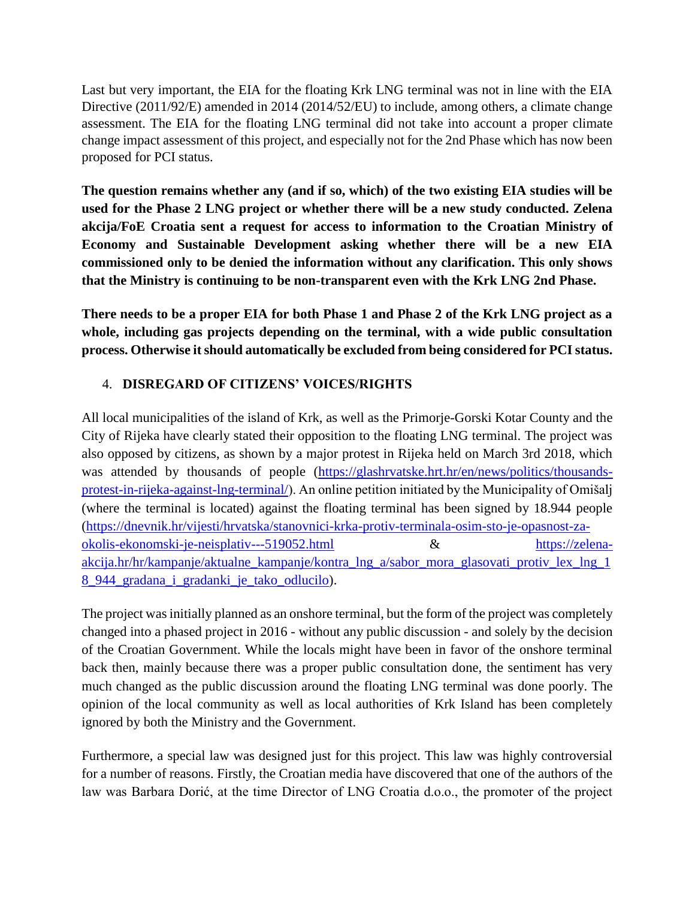Last but very important, the EIA for the floating Krk LNG terminal was not in line with the EIA Directive (2011/92/E) amended in 2014 (2014/52/EU) to include, among others, a climate change assessment. The EIA for the floating LNG terminal did not take into account a proper climate change impact assessment of this project, and especially not for the 2nd Phase which has now been proposed for PCI status.

**The question remains whether any (and if so, which) of the two existing EIA studies will be used for the Phase 2 LNG project or whether there will be a new study conducted. Zelena akcija/FoE Croatia sent a request for access to information to the Croatian Ministry of Economy and Sustainable Development asking whether there will be a new EIA commissioned only to be denied the information without any clarification. This only shows that the Ministry is continuing to be non-transparent even with the Krk LNG 2nd Phase.**

**There needs to be a proper EIA for both Phase 1 and Phase 2 of the Krk LNG project as a whole, including gas projects depending on the terminal, with a wide public consultation process. Otherwise it should automatically be excluded from being considered for PCI status.**

## 4. DISREGARD OF CITIZENS' VOICES/RIGHTS

All local municipalities of the island of Krk, as well as the Primorje-Gorski Kotar County and the City of Rijeka have clearly stated their opposition to the floating LNG terminal. The project was also opposed by citizens, as shown by a major protest in Rijeka held on March 3rd 2018, which was attended by thousands of people (https://glashrvatske.hrt.hr/en/news/politics/thousands-protest-in-rijeka-against-lng-terminal/). An online petition initiated by the Municipality of Omišalj (where the terminal is located) against the floating terminal has been signed by 18.944 people (https://dnevnik.hr/vijesti/hrvatska/stanovnici-krka-protiv-terminala-osim-sto-je-opasnost-za-okolis-ekonomski-je-neisplativ---519052.html & https://zelena-akcija.hr/hr/kampanje/aktualne_kampanje/kontra_lng_a/sabor_mora_glasovati_protiv_lex_lng_18_944_gradana_i_gradanki_je_tako_odlucilo).

The project was initially planned as an onshore terminal, but the form of the project was completely changed into a phased project in 2016 - without any public discussion - and solely by the decision of the Croatian Government. While the locals might have been in favor of the onshore terminal back then, mainly because there was a proper public consultation done, the sentiment has very much changed as the public discussion around the floating LNG terminal was done poorly. The opinion of the local community as well as local authorities of Krk Island has been completely ignored by both the Ministry and the Government.

Furthermore, a special law was designed just for this project. This law was highly controversial for a number of reasons. Firstly, the Croatian media have discovered that one of the authors of the law was Barbara Dorić, at the time Director of LNG Croatia d.o.o., the promoter of the project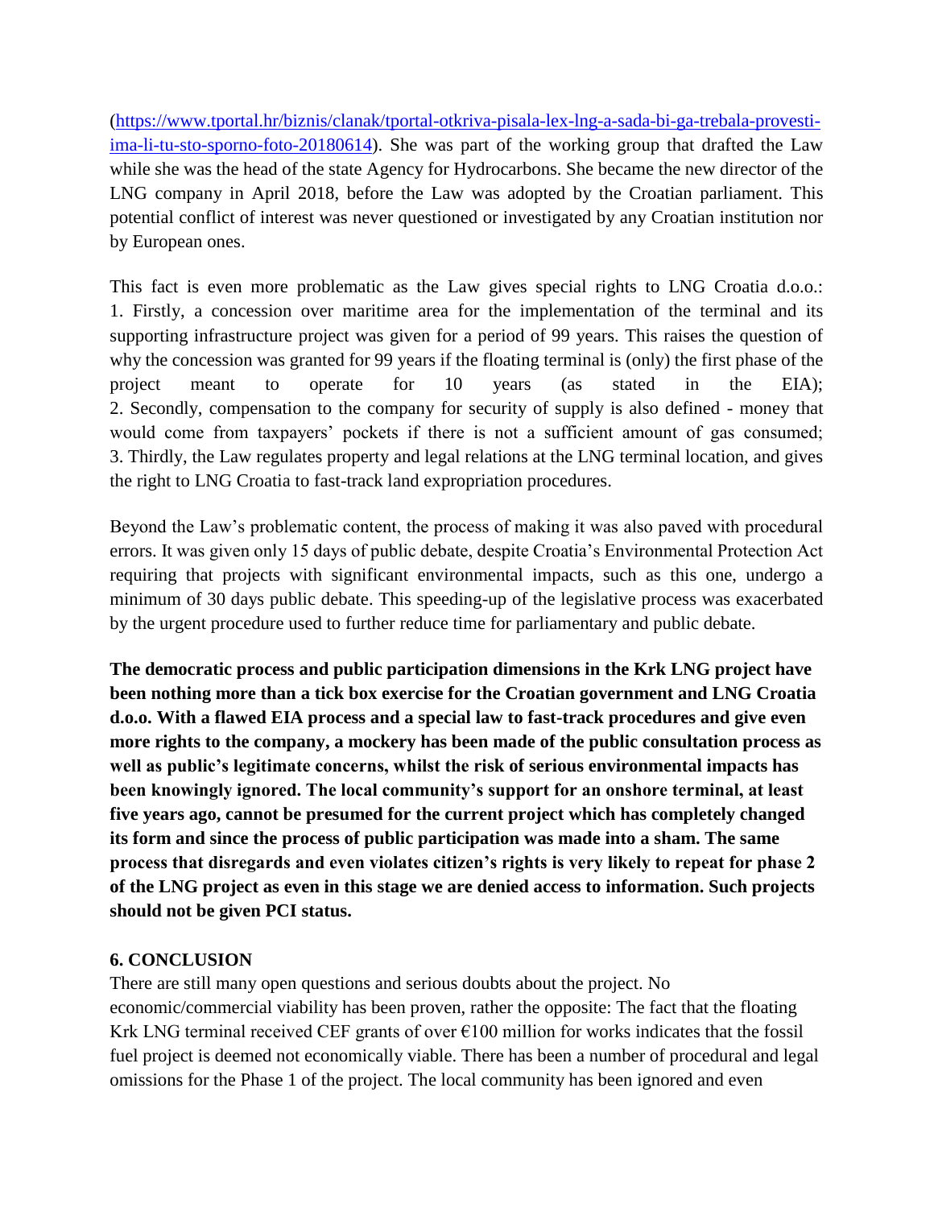(https://www.tportal.hr/biznis/clanak/tportal-otkriva-pisala-lex-lng-a-sada-bi-ga-trebala-provesti-ima-li-tu-sto-sporno-foto-20180614). She was part of the working group that drafted the Law while she was the head of the state Agency for Hydrocarbons. She became the new director of the LNG company in April 2018, before the Law was adopted by the Croatian parliament. This potential conflict of interest was never questioned or investigated by any Croatian institution nor by European ones.

This fact is even more problematic as the Law gives special rights to LNG Croatia d.o.o.:
1. Firstly, a concession over maritime area for the implementation of the terminal and its supporting infrastructure project was given for a period of 99 years. This raises the question of why the concession was granted for 99 years if the floating terminal is (only) the first phase of the project meant to operate for 10 years (as stated in the EIA);
2. Secondly, compensation to the company for security of supply is also defined - money that would come from taxpayers' pockets if there is not a sufficient amount of gas consumed;
3. Thirdly, the Law regulates property and legal relations at the LNG terminal location, and gives the right to LNG Croatia to fast-track land expropriation procedures.

Beyond the Law's problematic content, the process of making it was also paved with procedural errors. It was given only 15 days of public debate, despite Croatia's Environmental Protection Act requiring that projects with significant environmental impacts, such as this one, undergo a minimum of 30 days public debate. This speeding-up of the legislative process was exacerbated by the urgent procedure used to further reduce time for parliamentary and public debate.

**The democratic process and public participation dimensions in the Krk LNG project have been nothing more than a tick box exercise for the Croatian government and LNG Croatia d.o.o. With a flawed EIA process and a special law to fast-track procedures and give even more rights to the company, a mockery has been made of the public consultation process as well as public's legitimate concerns, whilst the risk of serious environmental impacts has been knowingly ignored. The local community's support for an onshore terminal, at least five years ago, cannot be presumed for the current project which has completely changed its form and since the process of public participation was made into a sham. The same process that disregards and even violates citizen's rights is very likely to repeat for phase 2 of the LNG project as even in this stage we are denied access to information. Such projects should not be given PCI status.**

## 6. CONCLUSION

There are still many open questions and serious doubts about the project. No economic/commercial viability has been proven, rather the opposite: The fact that the floating Krk LNG terminal received CEF grants of over €100 million for works indicates that the fossil fuel project is deemed not economically viable. There has been a number of procedural and legal omissions for the Phase 1 of the project. The local community has been ignored and even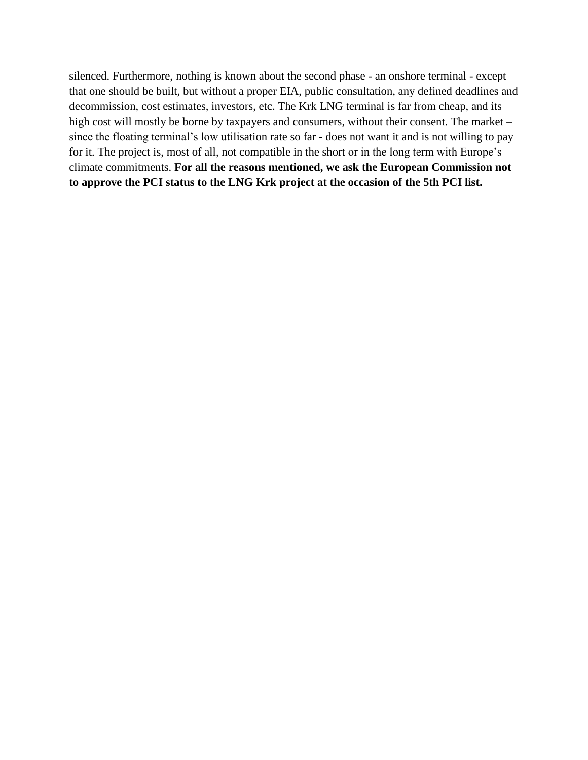silenced. Furthermore, nothing is known about the second phase - an onshore terminal - except that one should be built, but without a proper EIA, public consultation, any defined deadlines and decommission, cost estimates, investors, etc. The Krk LNG terminal is far from cheap, and its high cost will mostly be borne by taxpayers and consumers, without their consent. The market – since the floating terminal's low utilisation rate so far - does not want it and is not willing to pay for it. The project is, most of all, not compatible in the short or in the long term with Europe's climate commitments. **For all the reasons mentioned, we ask the European Commission not to approve the PCI status to the LNG Krk project at the occasion of the 5th PCI list.**